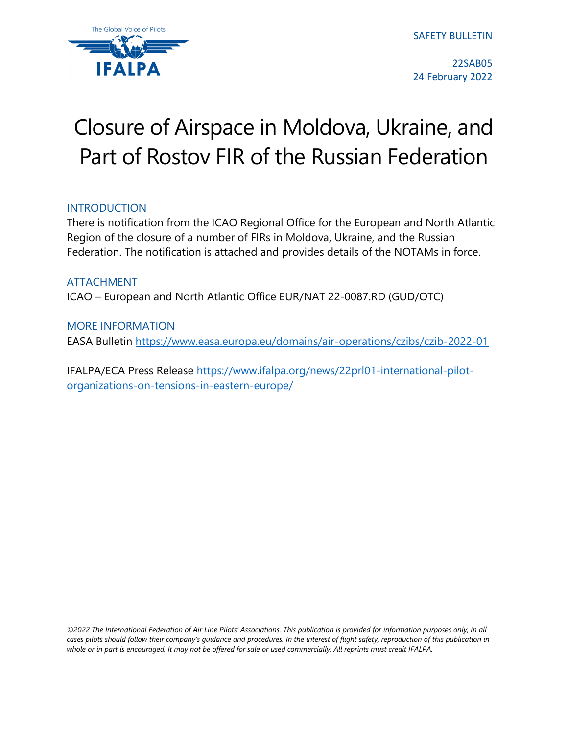The Global Voice of Pilots

IFALPA

SAFETY BULLETIN

22SAB05
24 February 2022

# Closure of Airspace in Moldova, Ukraine, and Part of Rostov FIR of the Russian Federation

## INTRODUCTION

There is notification from the ICAO Regional Office for the European and North Atlantic Region of the closure of a number of FIRs in Moldova, Ukraine, and the Russian Federation. The notification is attached and provides details of the NOTAMs in force.

## ATTACHMENT

ICAO – European and North Atlantic Office EUR/NAT 22-0087.RD (GUD/OTC)

## MORE INFORMATION

EASA Bulletin https://www.easa.europa.eu/domains/air-operations/czibs/czib-2022-01

IFALPA/ECA Press Release https://www.ifalpa.org/news/22prl01-international-pilot-organizations-on-tensions-in-eastern-europe/

*©2022 The International Federation of Air Line Pilots' Associations. This publication is provided for information purposes only, in all cases pilots should follow their company's guidance and procedures. In the interest of flight safety, reproduction of this publication in whole or in part is encouraged. It may not be offered for sale or used commercially. All reprints must credit IFALPA.*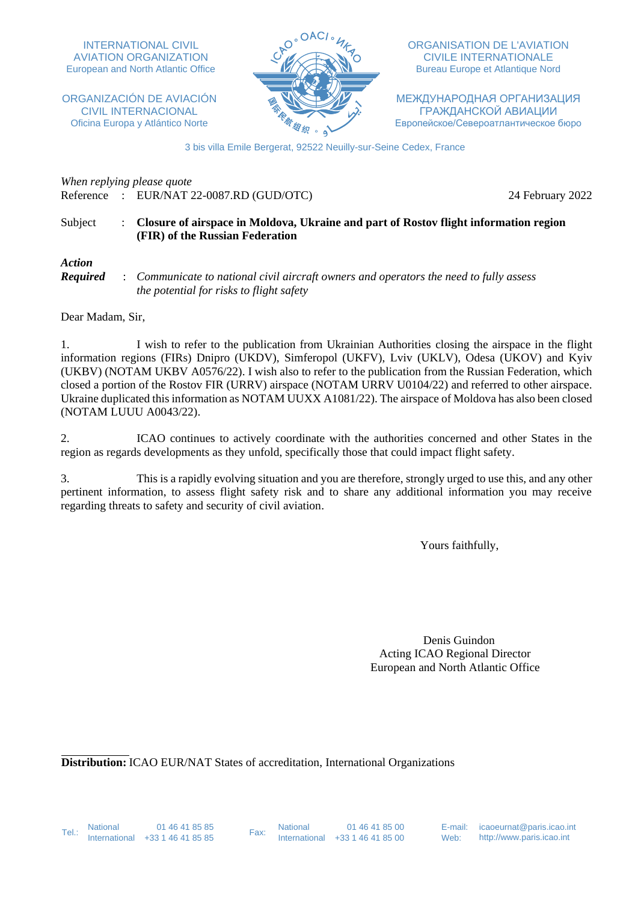INTERNATIONAL CIVIL AVIATION ORGANIZATION
European and North Atlantic Office

ORGANIZACIÓN DE AVIACIÓN CIVIL INTERNACIONAL
Oficina Europa y Atlántico Norte

ORGANISATION DE L'AVIATION CIVILE INTERNATIONALE
Bureau Europe et Atlantique Nord

МЕЖДУНАРОДНАЯ ОРГАНИЗАЦИЯ ГРАЖДАНСКОЙ АВИАЦИИ
Европейское/Североатлантическое бюро

3 bis villa Emile Bergerat, 92522 Neuilly-sur-Seine Cedex, France

*When replying please quote*
Reference : EUR/NAT 22-0087.RD (GUD/OTC)

24 February 2022

Subject : **Closure of airspace in Moldova, Ukraine and part of Rostov flight information region (FIR) of the Russian Federation**

***Action Required*** : *Communicate to national civil aircraft owners and operators the need to fully assess the potential for risks to flight safety*

Dear Madam, Sir,

1. I wish to refer to the publication from Ukrainian Authorities closing the airspace in the flight information regions (FIRs) Dnipro (UKDV), Simferopol (UKFV), Lviv (UKLV), Odesa (UKOV) and Kyiv (UKBV) (NOTAM UKBV A0576/22). I wish also to refer to the publication from the Russian Federation, which closed a portion of the Rostov FIR (URRV) airspace (NOTAM URRV U0104/22) and referred to other airspace. Ukraine duplicated this information as NOTAM UUXX A1081/22). The airspace of Moldova has also been closed (NOTAM LUUU A0043/22).

2. ICAO continues to actively coordinate with the authorities concerned and other States in the region as regards developments as they unfold, specifically those that could impact flight safety.

3. This is a rapidly evolving situation and you are therefore, strongly urged to use this, and any other pertinent information, to assess flight safety risk and to share any additional information you may receive regarding threats to safety and security of civil aviation.

Yours faithfully,

Denis Guindon
Acting ICAO Regional Director
European and North Atlantic Office

**Distribution:** ICAO EUR/NAT States of accreditation, International Organizations

Tel.: National 01 46 41 85 85, International +33 1 46 41 85 85
Fax: National 01 46 41 85 00, International +33 1 46 41 85 00
E-mail: icaoeurnat@paris.icao.int
Web: http://www.paris.icao.int